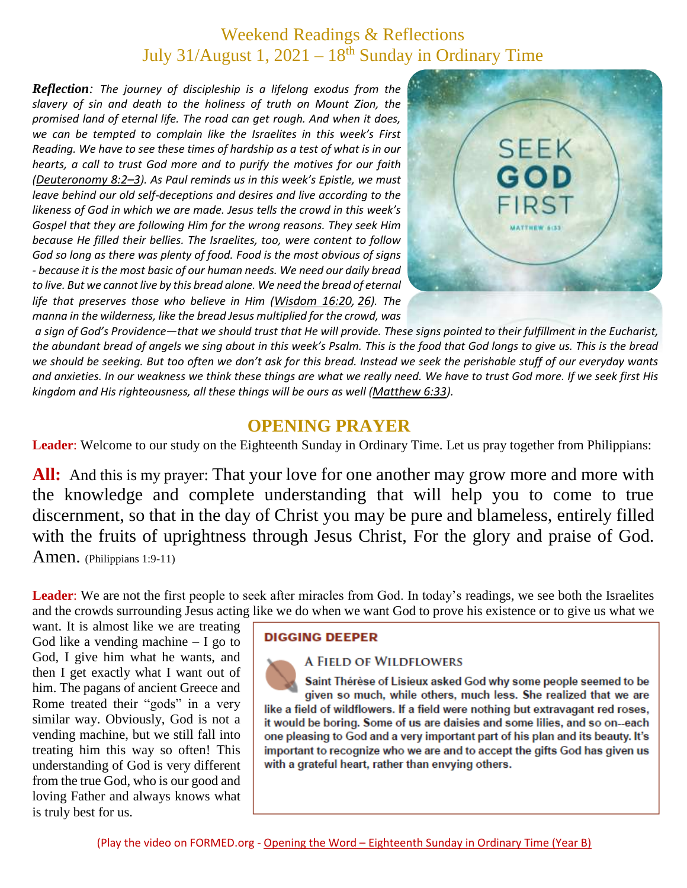# Weekend Readings & Reflections
## July 31/August 1, 2021 – 18th Sunday in Ordinary Time

***Reflection**: The journey of discipleship is a lifelong exodus from the slavery of sin and death to the holiness of truth on Mount Zion, the promised land of eternal life. The road can get rough. And when it does, we can be tempted to complain like the Israelites in this week's First Reading. We have to see these times of hardship as a test of what is in our hearts, a call to trust God more and to purify the motives for our faith (Deuteronomy 8:2–3). As Paul reminds us in this week's Epistle, we must leave behind our old self-deceptions and desires and live according to the likeness of God in which we are made. Jesus tells the crowd in this week's Gospel that they are following Him for the wrong reasons. They seek Him because He filled their bellies. The Israelites, too, were content to follow God so long as there was plenty of food. Food is the most obvious of signs - because it is the most basic of our human needs. We need our daily bread to live. But we cannot live by this bread alone. We need the bread of eternal life that preserves those who believe in Him (Wisdom 16:20, 26). The manna in the wilderness, like the bread Jesus multiplied for the crowd, was a sign of God's Providence—that we should trust that He will provide. These signs pointed to their fulfillment in the Eucharist, the abundant bread of angels we sing about in this week's Psalm. This is the food that God longs to give us. This is the bread we should be seeking. But too often we don't ask for this bread. Instead we seek the perishable stuff of our everyday wants and anxieties. In our weakness we think these things are what we really need. We have to trust God more. If we seek first His kingdom and His righteousness, all these things will be ours as well (Matthew 6:33).*

## OPENING PRAYER

**Leader**: Welcome to our study on the Eighteenth Sunday in Ordinary Time. Let us pray together from Philippians:

**All:** And this is my prayer: That your love for one another may grow more and more with the knowledge and complete understanding that will help you to come to true discernment, so that in the day of Christ you may be pure and blameless, entirely filled with the fruits of uprightness through Jesus Christ, For the glory and praise of God. Amen. (Philippians 1:9-11)

**Leader**: We are not the first people to seek after miracles from God. In today's readings, we see both the Israelites and the crowds surrounding Jesus acting like we do when we want God to prove his existence or to give us what we want. It is almost like we are treating God like a vending machine – I go to God, I give him what he wants, and then I get exactly what I want out of him. The pagans of ancient Greece and Rome treated their "gods" in a very similar way. Obviously, God is not a vending machine, but we still fall into treating him this way so often! This understanding of God is very different from the true God, who is our good and loving Father and always knows what is truly best for us.

> **DIGGING DEEPER**
>
> **A Field of Wildflowers**
>
> **Saint Thérèse of Lisieux asked God why some people seemed to be given so much, while others, much less. She realized that we are like a field of wildflowers. If a field were nothing but extravagant red roses, it would be boring. Some of us are daisies and some lilies, and so on--each one pleasing to God and a very important part of his plan and its beauty. It's important to recognize who we are and to accept the gifts God has given us with a grateful heart, rather than envying others.**

(Play the video on FORMED.org - Opening the Word – Eighteenth Sunday in Ordinary Time (Year B))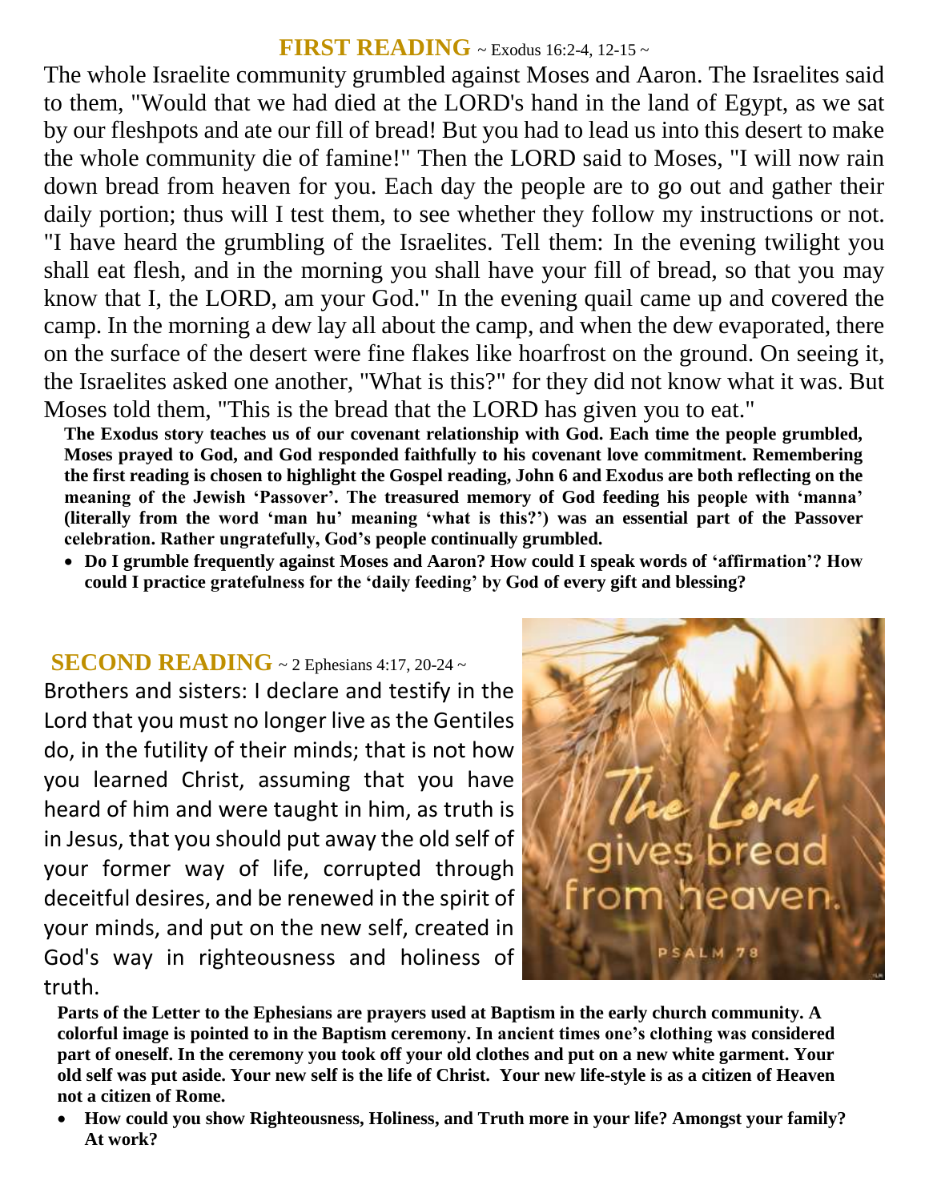## FIRST READING ~ Exodus 16:2-4, 12-15 ~

The whole Israelite community grumbled against Moses and Aaron. The Israelites said to them, "Would that we had died at the LORD's hand in the land of Egypt, as we sat by our fleshpots and ate our fill of bread! But you had to lead us into this desert to make the whole community die of famine!" Then the LORD said to Moses, "I will now rain down bread from heaven for you. Each day the people are to go out and gather their daily portion; thus will I test them, to see whether they follow my instructions or not. "I have heard the grumbling of the Israelites. Tell them: In the evening twilight you shall eat flesh, and in the morning you shall have your fill of bread, so that you may know that I, the LORD, am your God." In the evening quail came up and covered the camp. In the morning a dew lay all about the camp, and when the dew evaporated, there on the surface of the desert were fine flakes like hoarfrost on the ground. On seeing it, the Israelites asked one another, "What is this?" for they did not know what it was. But Moses told them, "This is the bread that the LORD has given you to eat."

**The Exodus story teaches us of our covenant relationship with God. Each time the people grumbled, Moses prayed to God, and God responded faithfully to his covenant love commitment. Remembering the first reading is chosen to highlight the Gospel reading, John 6 and Exodus are both reflecting on the meaning of the Jewish 'Passover'. The treasured memory of God feeding his people with 'manna' (literally from the word 'man hu' meaning 'what is this?') was an essential part of the Passover celebration. Rather ungratefully, God's people continually grumbled.**

- **Do I grumble frequently against Moses and Aaron? How could I speak words of 'affirmation'? How could I practice gratefulness for the 'daily feeding' by God of every gift and blessing?**

## SECOND READING ~ 2 Ephesians 4:17, 20-24 ~

Brothers and sisters: I declare and testify in the Lord that you must no longer live as the Gentiles do, in the futility of their minds; that is not how you learned Christ, assuming that you have heard of him and were taught in him, as truth is in Jesus, that you should put away the old self of your former way of life, corrupted through deceitful desires, and be renewed in the spirit of your minds, and put on the new self, created in God's way in righteousness and holiness of truth.

**Parts of the Letter to the Ephesians are prayers used at Baptism in the early church community. A colorful image is pointed to in the Baptism ceremony. In ancient times one's clothing was considered part of oneself. In the ceremony you took off your old clothes and put on a new white garment. Your old self was put aside. Your new self is the life of Christ. Your new life-style is as a citizen of Heaven not a citizen of Rome.**

- **How could you show Righteousness, Holiness, and Truth more in your life? Amongst your family? At work?**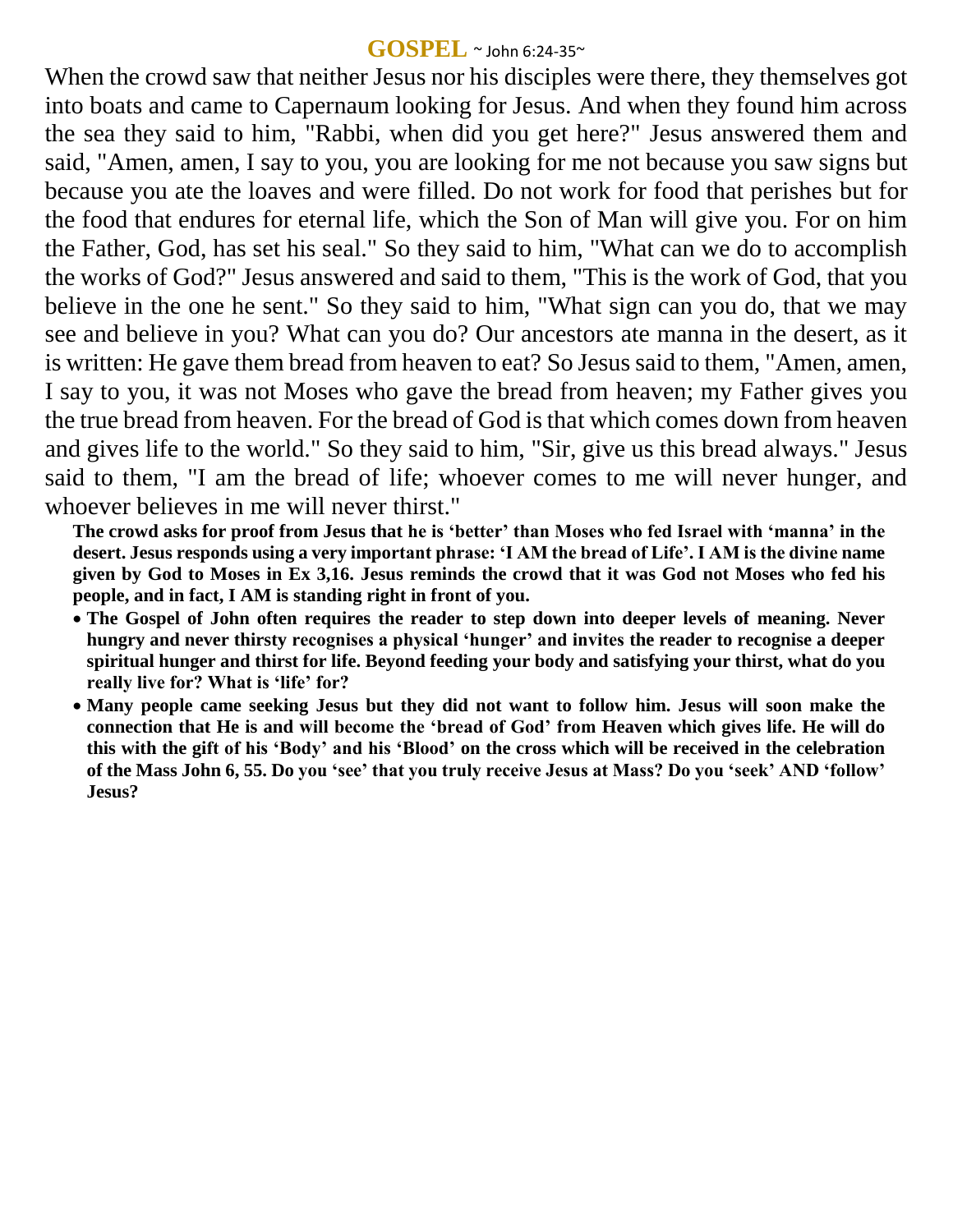## GOSPEL ~ John 6:24-35~

When the crowd saw that neither Jesus nor his disciples were there, they themselves got into boats and came to Capernaum looking for Jesus. And when they found him across the sea they said to him, "Rabbi, when did you get here?" Jesus answered them and said, "Amen, amen, I say to you, you are looking for me not because you saw signs but because you ate the loaves and were filled. Do not work for food that perishes but for the food that endures for eternal life, which the Son of Man will give you. For on him the Father, God, has set his seal." So they said to him, "What can we do to accomplish the works of God?" Jesus answered and said to them, "This is the work of God, that you believe in the one he sent." So they said to him, "What sign can you do, that we may see and believe in you? What can you do? Our ancestors ate manna in the desert, as it is written: He gave them bread from heaven to eat? So Jesus said to them, "Amen, amen, I say to you, it was not Moses who gave the bread from heaven; my Father gives you the true bread from heaven. For the bread of God is that which comes down from heaven and gives life to the world." So they said to him, "Sir, give us this bread always." Jesus said to them, "I am the bread of life; whoever comes to me will never hunger, and whoever believes in me will never thirst."

**The crowd asks for proof from Jesus that he is 'better' than Moses who fed Israel with 'manna' in the desert. Jesus responds using a very important phrase: 'I AM the bread of Life'. I AM is the divine name given by God to Moses in Ex 3,16. Jesus reminds the crowd that it was God not Moses who fed his people, and in fact, I AM is standing right in front of you.**

- **The Gospel of John often requires the reader to step down into deeper levels of meaning. Never hungry and never thirsty recognises a physical 'hunger' and invites the reader to recognise a deeper spiritual hunger and thirst for life. Beyond feeding your body and satisfying your thirst, what do you really live for? What is 'life' for?**
- **Many people came seeking Jesus but they did not want to follow him. Jesus will soon make the connection that He is and will become the 'bread of God' from Heaven which gives life. He will do this with the gift of his 'Body' and his 'Blood' on the cross which will be received in the celebration of the Mass John 6, 55. Do you 'see' that you truly receive Jesus at Mass? Do you 'seek' AND 'follow' Jesus?**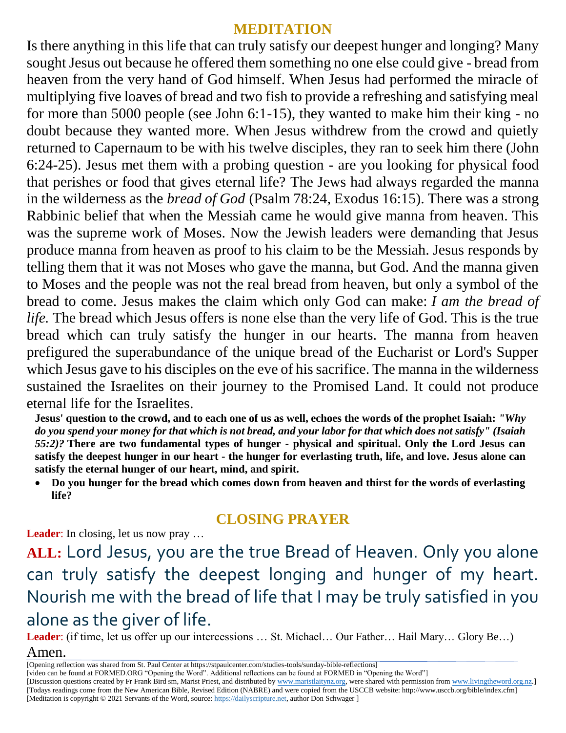## MEDITATION

Is there anything in this life that can truly satisfy our deepest hunger and longing? Many sought Jesus out because he offered them something no one else could give - bread from heaven from the very hand of God himself. When Jesus had performed the miracle of multiplying five loaves of bread and two fish to provide a refreshing and satisfying meal for more than 5000 people (see John 6:1-15), they wanted to make him their king - no doubt because they wanted more. When Jesus withdrew from the crowd and quietly returned to Capernaum to be with his twelve disciples, they ran to seek him there (John 6:24-25). Jesus met them with a probing question - are you looking for physical food that perishes or food that gives eternal life? The Jews had always regarded the manna in the wilderness as the *bread of God* (Psalm 78:24, Exodus 16:15). There was a strong Rabbinic belief that when the Messiah came he would give manna from heaven. This was the supreme work of Moses. Now the Jewish leaders were demanding that Jesus produce manna from heaven as proof to his claim to be the Messiah. Jesus responds by telling them that it was not Moses who gave the manna, but God. And the manna given to Moses and the people was not the real bread from heaven, but only a symbol of the bread to come. Jesus makes the claim which only God can make: *I am the bread of life.* The bread which Jesus offers is none else than the very life of God. This is the true bread which can truly satisfy the hunger in our hearts. The manna from heaven prefigured the superabundance of the unique bread of the Eucharist or Lord's Supper which Jesus gave to his disciples on the eve of his sacrifice. The manna in the wilderness sustained the Israelites on their journey to the Promised Land. It could not produce eternal life for the Israelites.

**Jesus' question to the crowd, and to each one of us as well, echoes the words of the prophet Isaiah: *"Why do you spend your money for that which is not bread, and your labor for that which does not satisfy" (Isaiah 55:2)?* There are two fundamental types of hunger - physical and spiritual. Only the Lord Jesus can satisfy the deepest hunger in our heart - the hunger for everlasting truth, life, and love. Jesus alone can satisfy the eternal hunger of our heart, mind, and spirit.**

- **Do you hunger for the bread which comes down from heaven and thirst for the words of everlasting life?**

## CLOSING PRAYER

**Leader**: In closing, let us now pray …

**ALL:** Lord Jesus, you are the true Bread of Heaven. Only you alone can truly satisfy the deepest longing and hunger of my heart. Nourish me with the bread of life that I may be truly satisfied in you alone as the giver of life.

**Leader**: (if time, let us offer up our intercessions … St. Michael… Our Father… Hail Mary… Glory Be…)

Amen.

[Opening reflection was shared from St. Paul Center at https://stpaulcenter.com/studies-tools/sunday-bible-reflections]
[video can be found at FORMED.ORG "Opening the Word". Additional reflections can be found at FORMED in "Opening the Word"]
[Discussion questions created by Fr Frank Bird sm, Marist Priest, and distributed by www.maristlaitynz.org, were shared with permission from www.livingtheword.org.nz.]
[Todays readings come from the New American Bible, Revised Edition (NABRE) and were copied from the USCCB website: http://www.usccb.org/bible/index.cfm]
[Meditation is copyright © 2021 Servants of the Word, source: https://dailyscripture.net, author Don Schwager ]